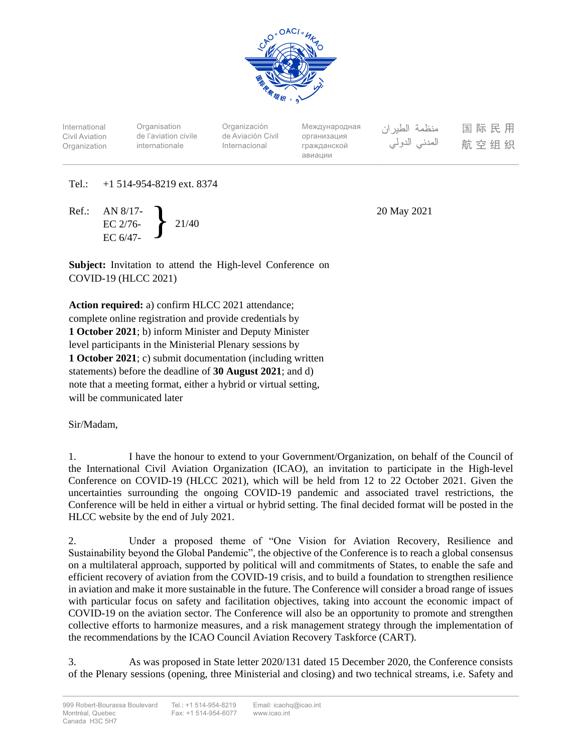International Civil Aviation Organization | Organisation de l'aviation civile internationale | Organización de Aviación Civil Internacional | Международная организация гражданской авиации | منظمة الطيران المدني الدولي | 国际民用航空组织

Tel.: +1 514-954-8219 ext. 8374

Ref.: AN 8/17-, EC 2/76-, EC 6/47- } 21/40

20 May 2021

**Subject:** Invitation to attend the High-level Conference on COVID-19 (HLCC 2021)

**Action required:** a) confirm HLCC 2021 attendance; complete online registration and provide credentials by **1 October 2021**; b) inform Minister and Deputy Minister level participants in the Ministerial Plenary sessions by **1 October 2021**; c) submit documentation (including written statements) before the deadline of **30 August 2021**; and d) note that a meeting format, either a hybrid or virtual setting, will be communicated later

Sir/Madam,

1. I have the honour to extend to your Government/Organization, on behalf of the Council of the International Civil Aviation Organization (ICAO), an invitation to participate in the High-level Conference on COVID-19 (HLCC 2021), which will be held from 12 to 22 October 2021. Given the uncertainties surrounding the ongoing COVID-19 pandemic and associated travel restrictions, the Conference will be held in either a virtual or hybrid setting. The final decided format will be posted in the HLCC website by the end of July 2021.

2. Under a proposed theme of "One Vision for Aviation Recovery, Resilience and Sustainability beyond the Global Pandemic", the objective of the Conference is to reach a global consensus on a multilateral approach, supported by political will and commitments of States, to enable the safe and efficient recovery of aviation from the COVID-19 crisis, and to build a foundation to strengthen resilience in aviation and make it more sustainable in the future. The Conference will consider a broad range of issues with particular focus on safety and facilitation objectives, taking into account the economic impact of COVID-19 on the aviation sector. The Conference will also be an opportunity to promote and strengthen collective efforts to harmonize measures, and a risk management strategy through the implementation of the recommendations by the ICAO Council Aviation Recovery Taskforce (CART).

3. As was proposed in State letter 2020/131 dated 15 December 2020, the Conference consists of the Plenary sessions (opening, three Ministerial and closing) and two technical streams, i.e. Safety and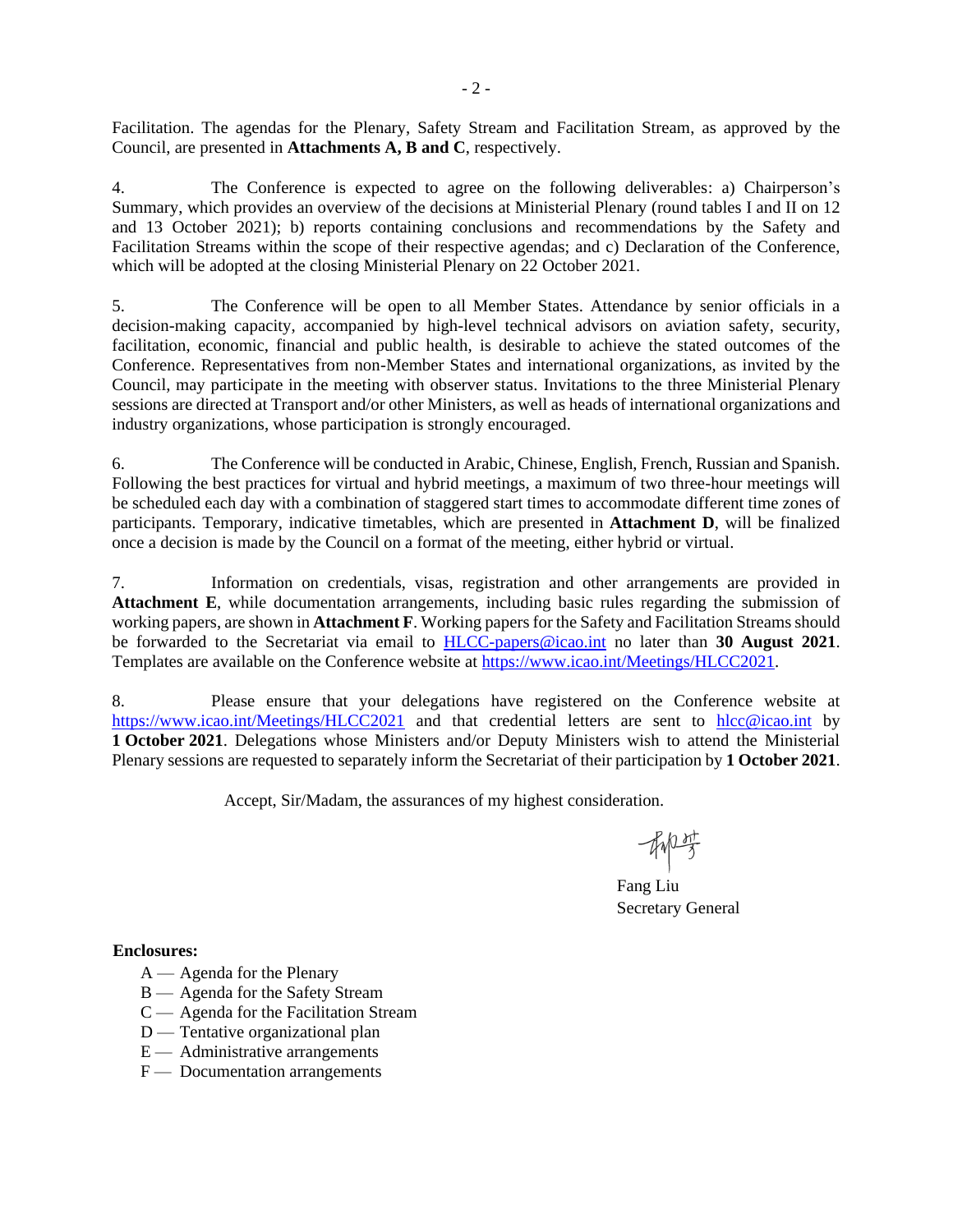Facilitation. The agendas for the Plenary, Safety Stream and Facilitation Stream, as approved by the Council, are presented in **Attachments A, B and C**, respectively.

4. The Conference is expected to agree on the following deliverables: a) Chairperson's Summary, which provides an overview of the decisions at Ministerial Plenary (round tables I and II on 12 and 13 October 2021); b) reports containing conclusions and recommendations by the Safety and Facilitation Streams within the scope of their respective agendas; and c) Declaration of the Conference, which will be adopted at the closing Ministerial Plenary on 22 October 2021.

5. The Conference will be open to all Member States. Attendance by senior officials in a decision-making capacity, accompanied by high-level technical advisors on aviation safety, security, facilitation, economic, financial and public health, is desirable to achieve the stated outcomes of the Conference. Representatives from non-Member States and international organizations, as invited by the Council, may participate in the meeting with observer status. Invitations to the three Ministerial Plenary sessions are directed at Transport and/or other Ministers, as well as heads of international organizations and industry organizations, whose participation is strongly encouraged.

6. The Conference will be conducted in Arabic, Chinese, English, French, Russian and Spanish. Following the best practices for virtual and hybrid meetings, a maximum of two three-hour meetings will be scheduled each day with a combination of staggered start times to accommodate different time zones of participants. Temporary, indicative timetables, which are presented in **Attachment D**, will be finalized once a decision is made by the Council on a format of the meeting, either hybrid or virtual.

7. Information on credentials, visas, registration and other arrangements are provided in **Attachment E**, while documentation arrangements, including basic rules regarding the submission of working papers, are shown in **Attachment F**. Working papers for the Safety and Facilitation Streams should be forwarded to the Secretariat via email to HLCC-papers@icao.int no later than **30 August 2021**. Templates are available on the Conference website at https://www.icao.int/Meetings/HLCC2021.

8. Please ensure that your delegations have registered on the Conference website at https://www.icao.int/Meetings/HLCC2021 and that credential letters are sent to hlcc@icao.int by **1 October 2021**. Delegations whose Ministers and/or Deputy Ministers wish to attend the Ministerial Plenary sessions are requested to separately inform the Secretariat of their participation by **1 October 2021**.

Accept, Sir/Madam, the assurances of my highest consideration.

Fang Liu
Secretary General

**Enclosures:**

A — Agenda for the Plenary
B — Agenda for the Safety Stream
C — Agenda for the Facilitation Stream
D — Tentative organizational plan
E — Administrative arrangements
F — Documentation arrangements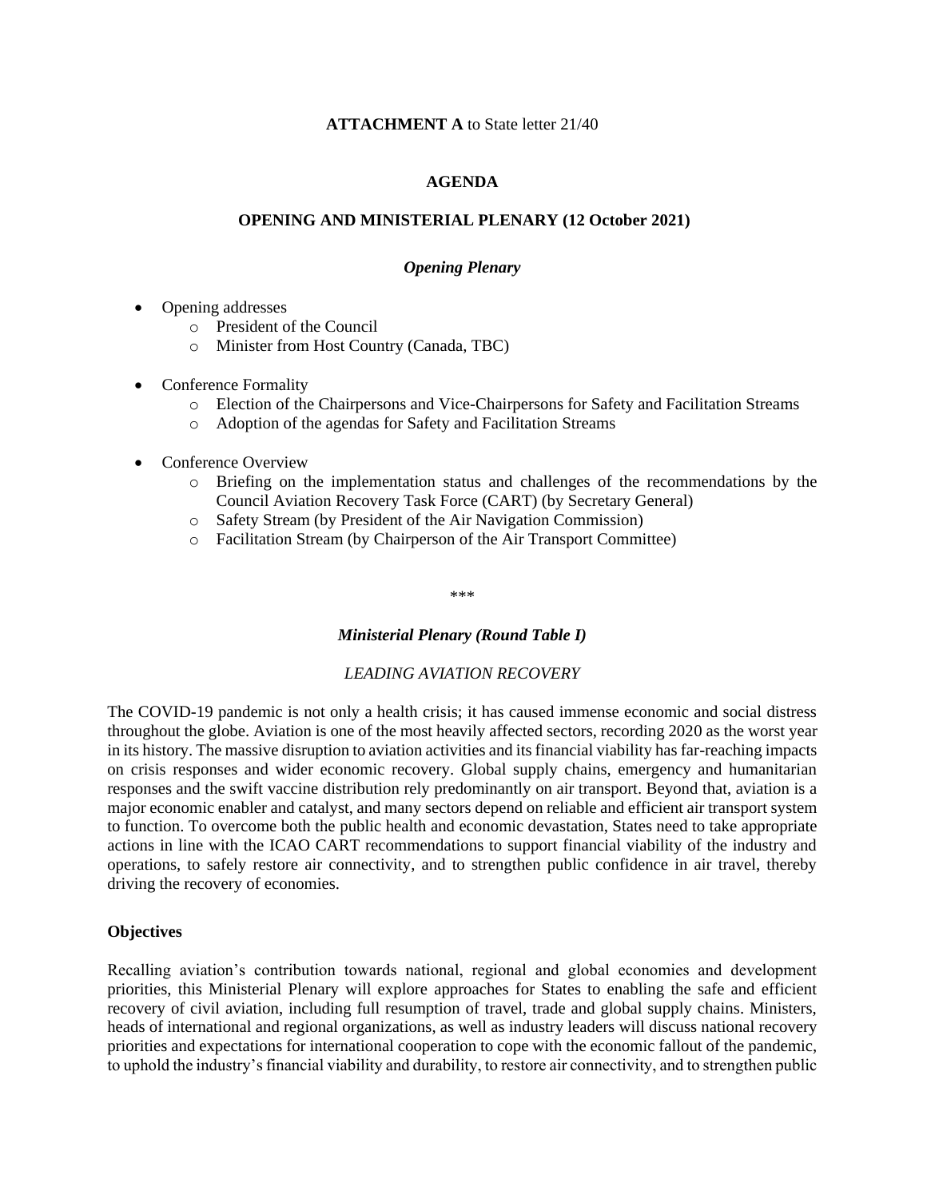**ATTACHMENT A** to State letter 21/40

## AGENDA

## OPENING AND MINISTERIAL PLENARY (12 October 2021)

### *Opening Plenary*

- Opening addresses
  - President of the Council
  - Minister from Host Country (Canada, TBC)
- Conference Formality
  - Election of the Chairpersons and Vice-Chairpersons for Safety and Facilitation Streams
  - Adoption of the agendas for Safety and Facilitation Streams
- Conference Overview
  - Briefing on the implementation status and challenges of the recommendations by the Council Aviation Recovery Task Force (CART) (by Secretary General)
  - Safety Stream (by President of the Air Navigation Commission)
  - Facilitation Stream (by Chairperson of the Air Transport Committee)

\*\*\*

### *Ministerial Plenary (Round Table I)*

*LEADING AVIATION RECOVERY*

The COVID-19 pandemic is not only a health crisis; it has caused immense economic and social distress throughout the globe. Aviation is one of the most heavily affected sectors, recording 2020 as the worst year in its history. The massive disruption to aviation activities and its financial viability has far-reaching impacts on crisis responses and wider economic recovery. Global supply chains, emergency and humanitarian responses and the swift vaccine distribution rely predominantly on air transport. Beyond that, aviation is a major economic enabler and catalyst, and many sectors depend on reliable and efficient air transport system to function. To overcome both the public health and economic devastation, States need to take appropriate actions in line with the ICAO CART recommendations to support financial viability of the industry and operations, to safely restore air connectivity, and to strengthen public confidence in air travel, thereby driving the recovery of economies.

**Objectives**

Recalling aviation's contribution towards national, regional and global economies and development priorities, this Ministerial Plenary will explore approaches for States to enabling the safe and efficient recovery of civil aviation, including full resumption of travel, trade and global supply chains. Ministers, heads of international and regional organizations, as well as industry leaders will discuss national recovery priorities and expectations for international cooperation to cope with the economic fallout of the pandemic, to uphold the industry's financial viability and durability, to restore air connectivity, and to strengthen public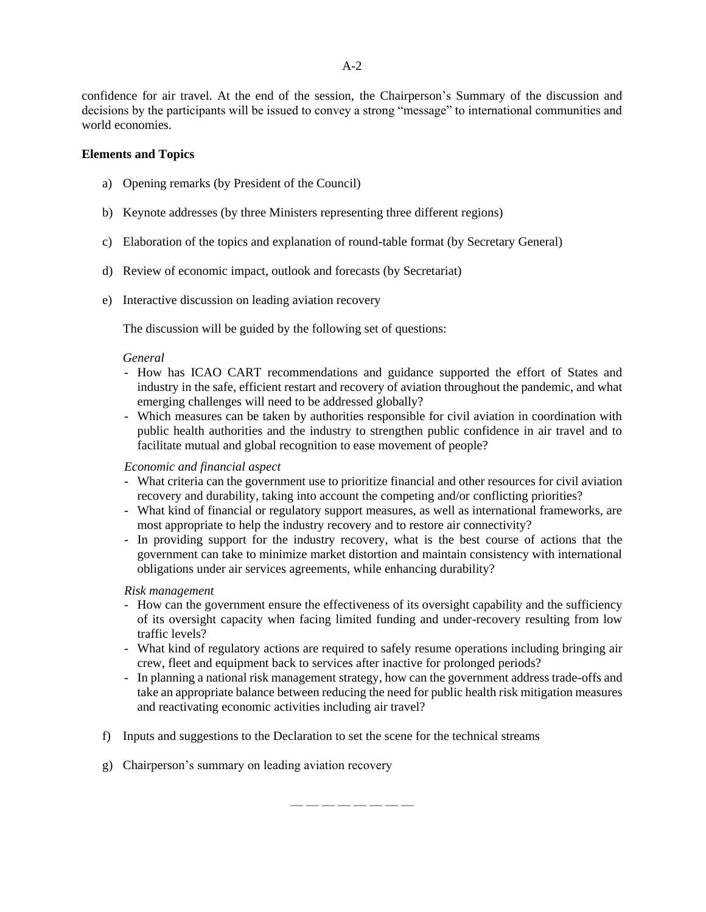confidence for air travel. At the end of the session, the Chairperson's Summary of the discussion and decisions by the participants will be issued to convey a strong "message" to international communities and world economies.

**Elements and Topics**

a) Opening remarks (by President of the Council)

b) Keynote addresses (by three Ministers representing three different regions)

c) Elaboration of the topics and explanation of round-table format (by Secretary General)

d) Review of economic impact, outlook and forecasts (by Secretariat)

e) Interactive discussion on leading aviation recovery

The discussion will be guided by the following set of questions:

*General*

- How has ICAO CART recommendations and guidance supported the effort of States and industry in the safe, efficient restart and recovery of aviation throughout the pandemic, and what emerging challenges will need to be addressed globally?
- Which measures can be taken by authorities responsible for civil aviation in coordination with public health authorities and the industry to strengthen public confidence in air travel and to facilitate mutual and global recognition to ease movement of people?

*Economic and financial aspect*

- What criteria can the government use to prioritize financial and other resources for civil aviation recovery and durability, taking into account the competing and/or conflicting priorities?
- What kind of financial or regulatory support measures, as well as international frameworks, are most appropriate to help the industry recovery and to restore air connectivity?
- In providing support for the industry recovery, what is the best course of actions that the government can take to minimize market distortion and maintain consistency with international obligations under air services agreements, while enhancing durability?

*Risk management*

- How can the government ensure the effectiveness of its oversight capability and the sufficiency of its oversight capacity when facing limited funding and under-recovery resulting from low traffic levels?
- What kind of regulatory actions are required to safely resume operations including bringing air crew, fleet and equipment back to services after inactive for prolonged periods?
- In planning a national risk management strategy, how can the government address trade-offs and take an appropriate balance between reducing the need for public health risk mitigation measures and reactivating economic activities including air travel?

f) Inputs and suggestions to the Declaration to set the scene for the technical streams

g) Chairperson's summary on leading aviation recovery

— — — — — — — —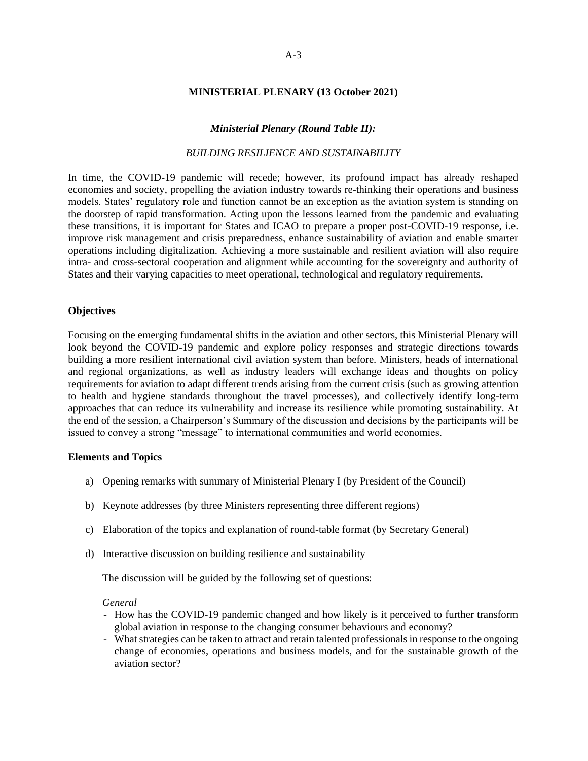## MINISTERIAL PLENARY (13 October 2021)

### *Ministerial Plenary (Round Table II):*

*BUILDING RESILIENCE AND SUSTAINABILITY*

In time, the COVID-19 pandemic will recede; however, its profound impact has already reshaped economies and society, propelling the aviation industry towards re-thinking their operations and business models. States' regulatory role and function cannot be an exception as the aviation system is standing on the doorstep of rapid transformation. Acting upon the lessons learned from the pandemic and evaluating these transitions, it is important for States and ICAO to prepare a proper post-COVID-19 response, i.e. improve risk management and crisis preparedness, enhance sustainability of aviation and enable smarter operations including digitalization. Achieving a more sustainable and resilient aviation will also require intra- and cross-sectoral cooperation and alignment while accounting for the sovereignty and authority of States and their varying capacities to meet operational, technological and regulatory requirements.

**Objectives**

Focusing on the emerging fundamental shifts in the aviation and other sectors, this Ministerial Plenary will look beyond the COVID-19 pandemic and explore policy responses and strategic directions towards building a more resilient international civil aviation system than before. Ministers, heads of international and regional organizations, as well as industry leaders will exchange ideas and thoughts on policy requirements for aviation to adapt different trends arising from the current crisis (such as growing attention to health and hygiene standards throughout the travel processes), and collectively identify long-term approaches that can reduce its vulnerability and increase its resilience while promoting sustainability. At the end of the session, a Chairperson's Summary of the discussion and decisions by the participants will be issued to convey a strong "message" to international communities and world economies.

**Elements and Topics**

a) Opening remarks with summary of Ministerial Plenary I (by President of the Council)

b) Keynote addresses (by three Ministers representing three different regions)

c) Elaboration of the topics and explanation of round-table format (by Secretary General)

d) Interactive discussion on building resilience and sustainability

   The discussion will be guided by the following set of questions:

   *General*

   - How has the COVID-19 pandemic changed and how likely is it perceived to further transform global aviation in response to the changing consumer behaviours and economy?
   - What strategies can be taken to attract and retain talented professionals in response to the ongoing change of economies, operations and business models, and for the sustainable growth of the aviation sector?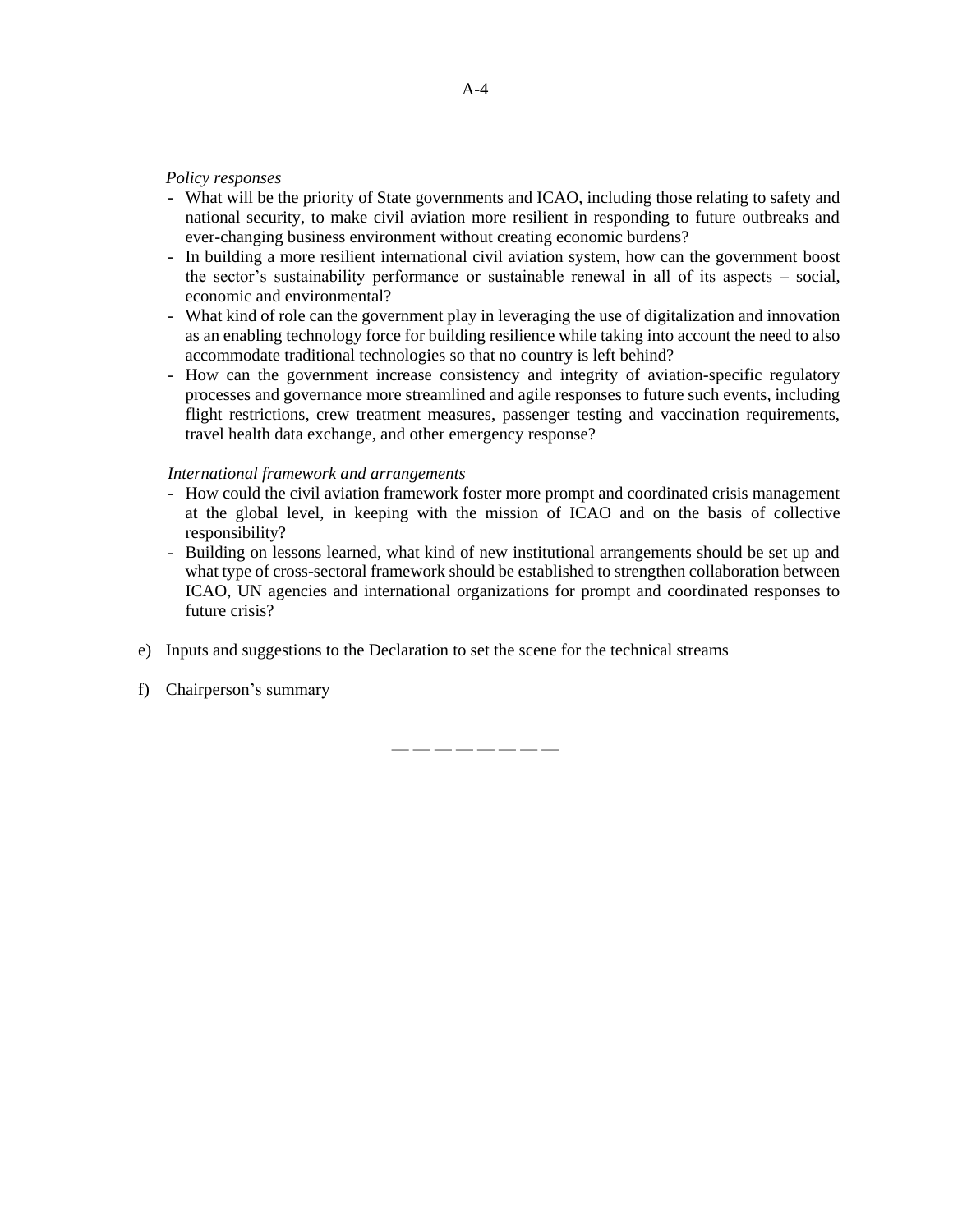*Policy responses*

- What will be the priority of State governments and ICAO, including those relating to safety and national security, to make civil aviation more resilient in responding to future outbreaks and ever-changing business environment without creating economic burdens?
- In building a more resilient international civil aviation system, how can the government boost the sector's sustainability performance or sustainable renewal in all of its aspects – social, economic and environmental?
- What kind of role can the government play in leveraging the use of digitalization and innovation as an enabling technology force for building resilience while taking into account the need to also accommodate traditional technologies so that no country is left behind?
- How can the government increase consistency and integrity of aviation-specific regulatory processes and governance more streamlined and agile responses to future such events, including flight restrictions, crew treatment measures, passenger testing and vaccination requirements, travel health data exchange, and other emergency response?

*International framework and arrangements*

- How could the civil aviation framework foster more prompt and coordinated crisis management at the global level, in keeping with the mission of ICAO and on the basis of collective responsibility?
- Building on lessons learned, what kind of new institutional arrangements should be set up and what type of cross-sectoral framework should be established to strengthen collaboration between ICAO, UN agencies and international organizations for prompt and coordinated responses to future crisis?

e) Inputs and suggestions to the Declaration to set the scene for the technical streams

f) Chairperson's summary

— — — — — — — —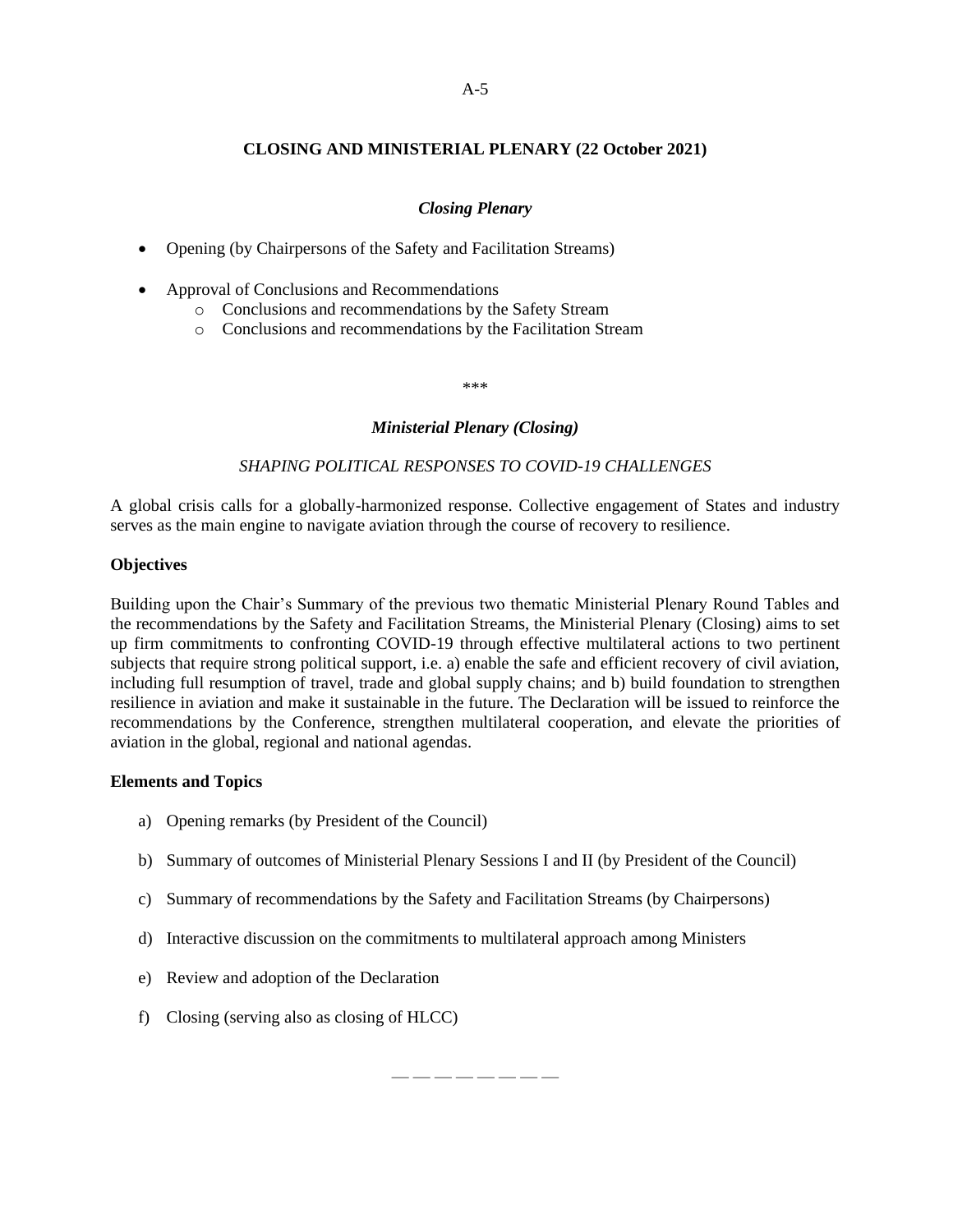## CLOSING AND MINISTERIAL PLENARY (22 October 2021)

### *Closing Plenary*

- Opening (by Chairpersons of the Safety and Facilitation Streams)
- Approval of Conclusions and Recommendations
  - Conclusions and recommendations by the Safety Stream
  - Conclusions and recommendations by the Facilitation Stream

\*\*\*

### *Ministerial Plenary (Closing)*

*SHAPING POLITICAL RESPONSES TO COVID-19 CHALLENGES*

A global crisis calls for a globally-harmonized response. Collective engagement of States and industry serves as the main engine to navigate aviation through the course of recovery to resilience.

**Objectives**

Building upon the Chair's Summary of the previous two thematic Ministerial Plenary Round Tables and the recommendations by the Safety and Facilitation Streams, the Ministerial Plenary (Closing) aims to set up firm commitments to confronting COVID-19 through effective multilateral actions to two pertinent subjects that require strong political support, i.e. a) enable the safe and efficient recovery of civil aviation, including full resumption of travel, trade and global supply chains; and b) build foundation to strengthen resilience in aviation and make it sustainable in the future. The Declaration will be issued to reinforce the recommendations by the Conference, strengthen multilateral cooperation, and elevate the priorities of aviation in the global, regional and national agendas.

**Elements and Topics**

a) Opening remarks (by President of the Council)

b) Summary of outcomes of Ministerial Plenary Sessions I and II (by President of the Council)

c) Summary of recommendations by the Safety and Facilitation Streams (by Chairpersons)

d) Interactive discussion on the commitments to multilateral approach among Ministers

e) Review and adoption of the Declaration

f) Closing (serving also as closing of HLCC)

— — — — — — — —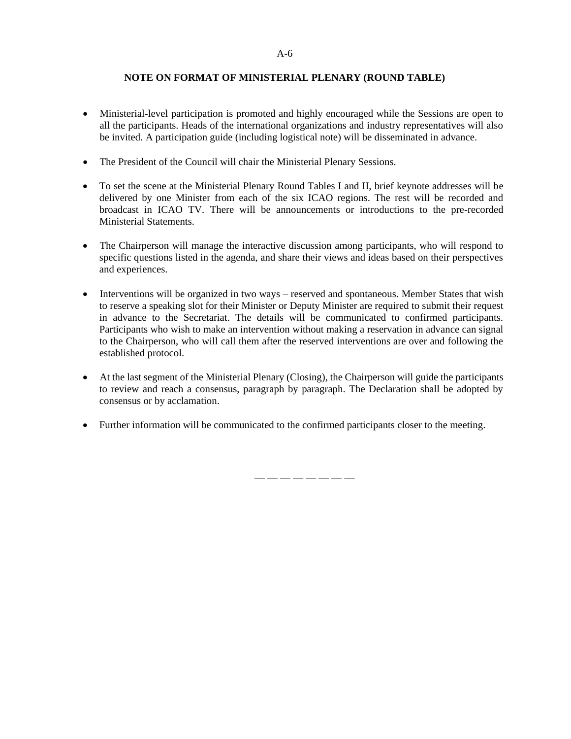**NOTE ON FORMAT OF MINISTERIAL PLENARY (ROUND TABLE)**

- Ministerial-level participation is promoted and highly encouraged while the Sessions are open to all the participants. Heads of the international organizations and industry representatives will also be invited. A participation guide (including logistical note) will be disseminated in advance.

- The President of the Council will chair the Ministerial Plenary Sessions.

- To set the scene at the Ministerial Plenary Round Tables I and II, brief keynote addresses will be delivered by one Minister from each of the six ICAO regions. The rest will be recorded and broadcast in ICAO TV. There will be announcements or introductions to the pre-recorded Ministerial Statements.

- The Chairperson will manage the interactive discussion among participants, who will respond to specific questions listed in the agenda, and share their views and ideas based on their perspectives and experiences.

- Interventions will be organized in two ways – reserved and spontaneous. Member States that wish to reserve a speaking slot for their Minister or Deputy Minister are required to submit their request in advance to the Secretariat. The details will be communicated to confirmed participants. Participants who wish to make an intervention without making a reservation in advance can signal to the Chairperson, who will call them after the reserved interventions are over and following the established protocol.

- At the last segment of the Ministerial Plenary (Closing), the Chairperson will guide the participants to review and reach a consensus, paragraph by paragraph. The Declaration shall be adopted by consensus or by acclamation.

- Further information will be communicated to the confirmed participants closer to the meeting.

— — — — — — — —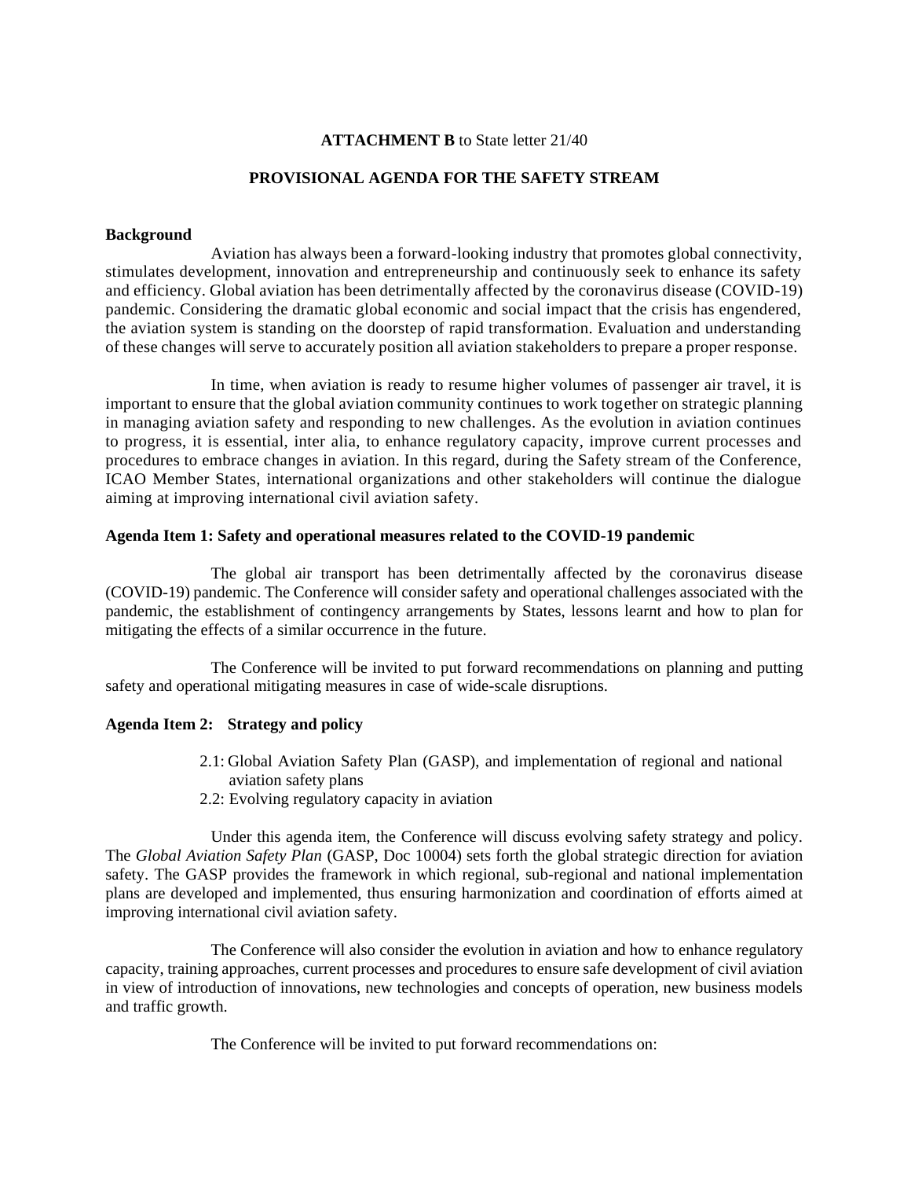**ATTACHMENT B** to State letter 21/40

## PROVISIONAL AGENDA FOR THE SAFETY STREAM

**Background**

Aviation has always been a forward-looking industry that promotes global connectivity, stimulates development, innovation and entrepreneurship and continuously seek to enhance its safety and efficiency. Global aviation has been detrimentally affected by the coronavirus disease (COVID-19) pandemic. Considering the dramatic global economic and social impact that the crisis has engendered, the aviation system is standing on the doorstep of rapid transformation. Evaluation and understanding of these changes will serve to accurately position all aviation stakeholders to prepare a proper response.

In time, when aviation is ready to resume higher volumes of passenger air travel, it is important to ensure that the global aviation community continues to work together on strategic planning in managing aviation safety and responding to new challenges. As the evolution in aviation continues to progress, it is essential, inter alia, to enhance regulatory capacity, improve current processes and procedures to embrace changes in aviation. In this regard, during the Safety stream of the Conference, ICAO Member States, international organizations and other stakeholders will continue the dialogue aiming at improving international civil aviation safety.

**Agenda Item 1: Safety and operational measures related to the COVID-19 pandemic**

The global air transport has been detrimentally affected by the coronavirus disease (COVID-19) pandemic. The Conference will consider safety and operational challenges associated with the pandemic, the establishment of contingency arrangements by States, lessons learnt and how to plan for mitigating the effects of a similar occurrence in the future.

The Conference will be invited to put forward recommendations on planning and putting safety and operational mitigating measures in case of wide-scale disruptions.

**Agenda Item 2: Strategy and policy**

- 2.1: Global Aviation Safety Plan (GASP), and implementation of regional and national aviation safety plans
- 2.2: Evolving regulatory capacity in aviation

Under this agenda item, the Conference will discuss evolving safety strategy and policy. The *Global Aviation Safety Plan* (GASP, Doc 10004) sets forth the global strategic direction for aviation safety. The GASP provides the framework in which regional, sub-regional and national implementation plans are developed and implemented, thus ensuring harmonization and coordination of efforts aimed at improving international civil aviation safety.

The Conference will also consider the evolution in aviation and how to enhance regulatory capacity, training approaches, current processes and procedures to ensure safe development of civil aviation in view of introduction of innovations, new technologies and concepts of operation, new business models and traffic growth.

The Conference will be invited to put forward recommendations on: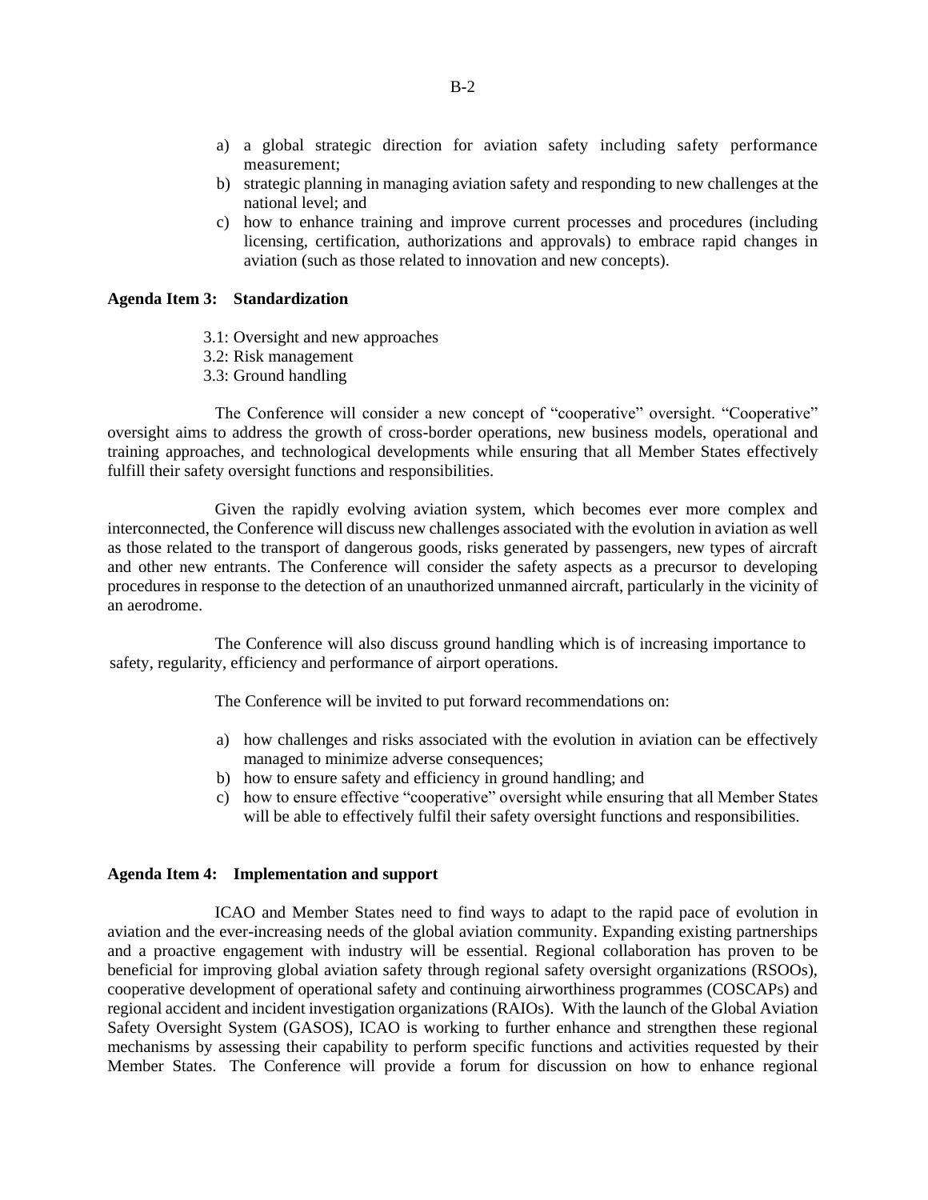a) a global strategic direction for aviation safety including safety performance measurement;
b) strategic planning in managing aviation safety and responding to new challenges at the national level; and
c) how to enhance training and improve current processes and procedures (including licensing, certification, authorizations and approvals) to embrace rapid changes in aviation (such as those related to innovation and new concepts).

**Agenda Item 3: Standardization**

3.1: Oversight and new approaches
3.2: Risk management
3.3: Ground handling

The Conference will consider a new concept of "cooperative" oversight. "Cooperative" oversight aims to address the growth of cross-border operations, new business models, operational and training approaches, and technological developments while ensuring that all Member States effectively fulfill their safety oversight functions and responsibilities.

Given the rapidly evolving aviation system, which becomes ever more complex and interconnected, the Conference will discuss new challenges associated with the evolution in aviation as well as those related to the transport of dangerous goods, risks generated by passengers, new types of aircraft and other new entrants. The Conference will consider the safety aspects as a precursor to developing procedures in response to the detection of an unauthorized unmanned aircraft, particularly in the vicinity of an aerodrome.

The Conference will also discuss ground handling which is of increasing importance to safety, regularity, efficiency and performance of airport operations.

The Conference will be invited to put forward recommendations on:

a) how challenges and risks associated with the evolution in aviation can be effectively managed to minimize adverse consequences;
b) how to ensure safety and efficiency in ground handling; and
c) how to ensure effective "cooperative" oversight while ensuring that all Member States will be able to effectively fulfil their safety oversight functions and responsibilities.

**Agenda Item 4: Implementation and support**

ICAO and Member States need to find ways to adapt to the rapid pace of evolution in aviation and the ever-increasing needs of the global aviation community. Expanding existing partnerships and a proactive engagement with industry will be essential. Regional collaboration has proven to be beneficial for improving global aviation safety through regional safety oversight organizations (RSOOs), cooperative development of operational safety and continuing airworthiness programmes (COSCAPs) and regional accident and incident investigation organizations (RAIOs). With the launch of the Global Aviation Safety Oversight System (GASOS), ICAO is working to further enhance and strengthen these regional mechanisms by assessing their capability to perform specific functions and activities requested by their Member States. The Conference will provide a forum for discussion on how to enhance regional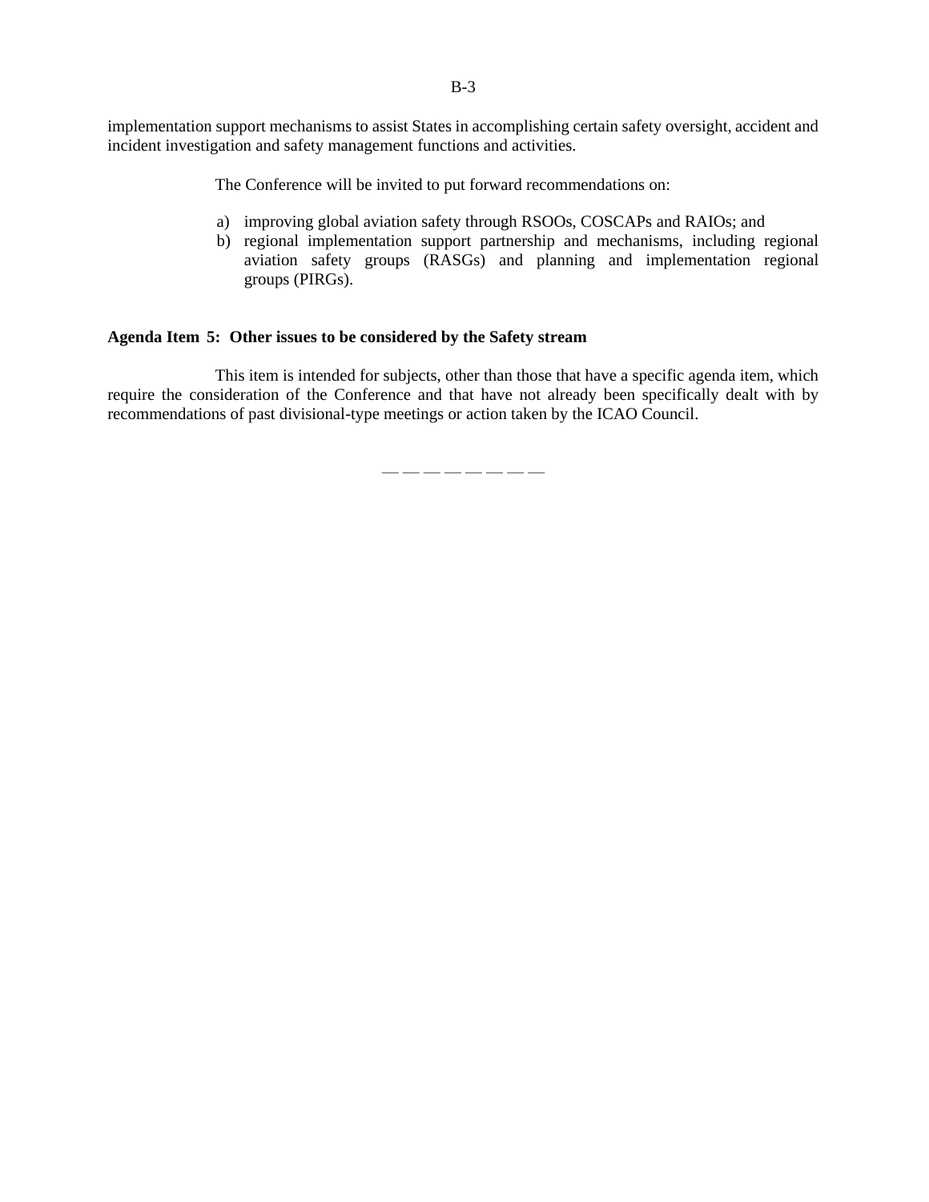implementation support mechanisms to assist States in accomplishing certain safety oversight, accident and incident investigation and safety management functions and activities.

The Conference will be invited to put forward recommendations on:

a) improving global aviation safety through RSOOs, COSCAPs and RAIOs; and
b) regional implementation support partnership and mechanisms, including regional aviation safety groups (RASGs) and planning and implementation regional groups (PIRGs).

**Agenda Item 5: Other issues to be considered by the Safety stream**

This item is intended for subjects, other than those that have a specific agenda item, which require the consideration of the Conference and that have not already been specifically dealt with by recommendations of past divisional-type meetings or action taken by the ICAO Council.

— — — — — — — —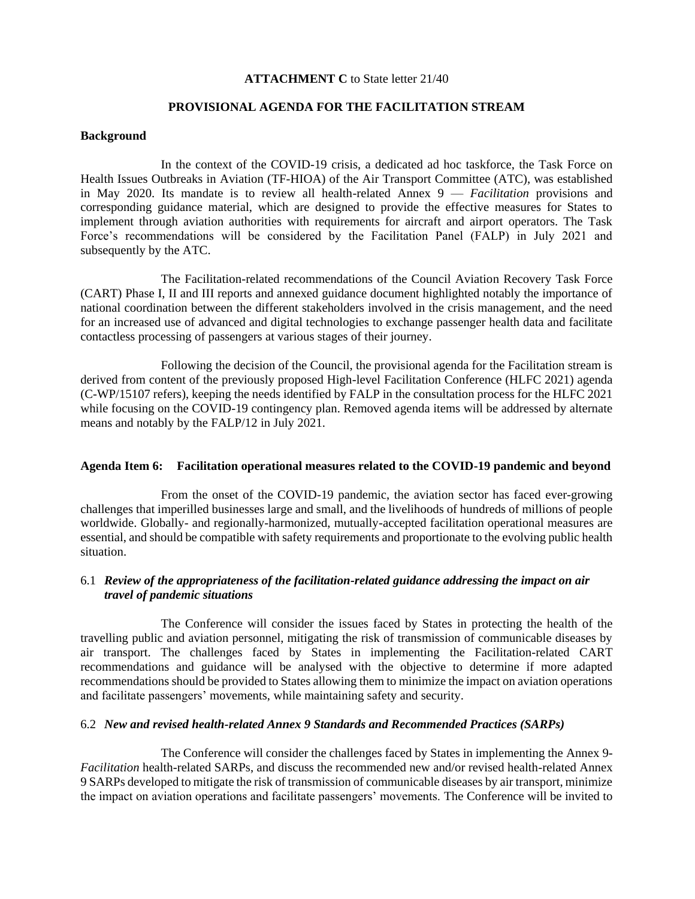**ATTACHMENT C** to State letter 21/40

## PROVISIONAL AGENDA FOR THE FACILITATION STREAM

### Background

In the context of the COVID-19 crisis, a dedicated ad hoc taskforce, the Task Force on Health Issues Outbreaks in Aviation (TF-HIOA) of the Air Transport Committee (ATC), was established in May 2020. Its mandate is to review all health-related Annex 9 — *Facilitation* provisions and corresponding guidance material, which are designed to provide the effective measures for States to implement through aviation authorities with requirements for aircraft and airport operators. The Task Force's recommendations will be considered by the Facilitation Panel (FALP) in July 2021 and subsequently by the ATC.

The Facilitation-related recommendations of the Council Aviation Recovery Task Force (CART) Phase I, II and III reports and annexed guidance document highlighted notably the importance of national coordination between the different stakeholders involved in the crisis management, and the need for an increased use of advanced and digital technologies to exchange passenger health data and facilitate contactless processing of passengers at various stages of their journey.

Following the decision of the Council, the provisional agenda for the Facilitation stream is derived from content of the previously proposed High-level Facilitation Conference (HLFC 2021) agenda (C-WP/15107 refers), keeping the needs identified by FALP in the consultation process for the HLFC 2021 while focusing on the COVID-19 contingency plan. Removed agenda items will be addressed by alternate means and notably by the FALP/12 in July 2021.

### Agenda Item 6: Facilitation operational measures related to the COVID-19 pandemic and beyond

From the onset of the COVID-19 pandemic, the aviation sector has faced ever-growing challenges that imperilled businesses large and small, and the livelihoods of hundreds of millions of people worldwide. Globally- and regionally-harmonized, mutually-accepted facilitation operational measures are essential, and should be compatible with safety requirements and proportionate to the evolving public health situation.

#### 6.1 *Review of the appropriateness of the facilitation-related guidance addressing the impact on air travel of pandemic situations*

The Conference will consider the issues faced by States in protecting the health of the travelling public and aviation personnel, mitigating the risk of transmission of communicable diseases by air transport. The challenges faced by States in implementing the Facilitation-related CART recommendations and guidance will be analysed with the objective to determine if more adapted recommendations should be provided to States allowing them to minimize the impact on aviation operations and facilitate passengers' movements, while maintaining safety and security.

#### 6.2 *New and revised health-related Annex 9 Standards and Recommended Practices (SARPs)*

The Conference will consider the challenges faced by States in implementing the Annex 9-*Facilitation* health-related SARPs, and discuss the recommended new and/or revised health-related Annex 9 SARPs developed to mitigate the risk of transmission of communicable diseases by air transport, minimize the impact on aviation operations and facilitate passengers' movements. The Conference will be invited to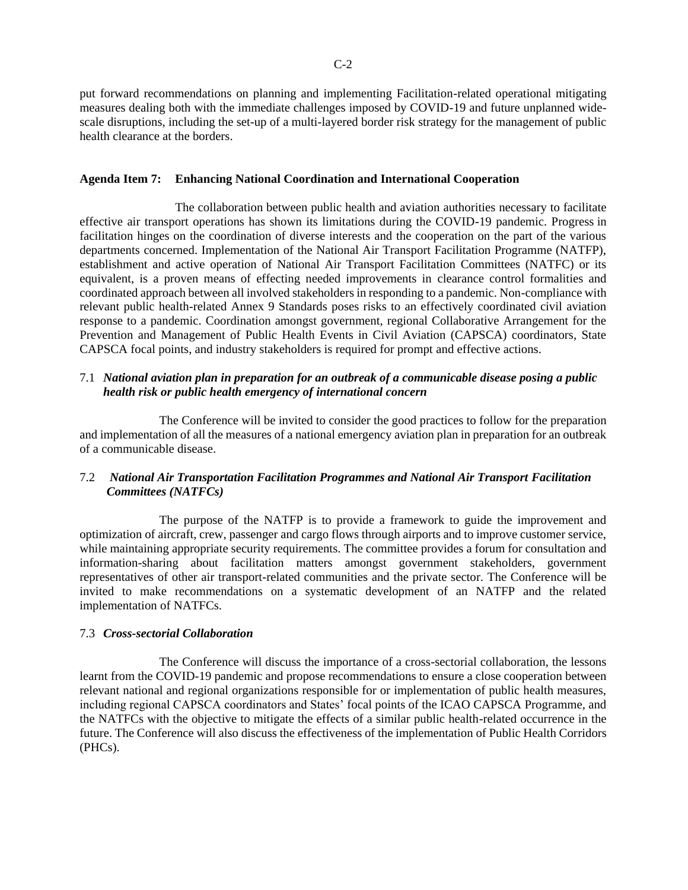put forward recommendations on planning and implementing Facilitation-related operational mitigating measures dealing both with the immediate challenges imposed by COVID-19 and future unplanned wide-scale disruptions, including the set-up of a multi-layered border risk strategy for the management of public health clearance at the borders.

**Agenda Item 7: Enhancing National Coordination and International Cooperation**

The collaboration between public health and aviation authorities necessary to facilitate effective air transport operations has shown its limitations during the COVID-19 pandemic. Progress in facilitation hinges on the coordination of diverse interests and the cooperation on the part of the various departments concerned. Implementation of the National Air Transport Facilitation Programme (NATFP), establishment and active operation of National Air Transport Facilitation Committees (NATFC) or its equivalent, is a proven means of effecting needed improvements in clearance control formalities and coordinated approach between all involved stakeholders in responding to a pandemic. Non-compliance with relevant public health-related Annex 9 Standards poses risks to an effectively coordinated civil aviation response to a pandemic. Coordination amongst government, regional Collaborative Arrangement for the Prevention and Management of Public Health Events in Civil Aviation (CAPSCA) coordinators, State CAPSCA focal points, and industry stakeholders is required for prompt and effective actions.

7.1 ***National aviation plan in preparation for an outbreak of a communicable disease posing a public health risk or public health emergency of international concern***

The Conference will be invited to consider the good practices to follow for the preparation and implementation of all the measures of a national emergency aviation plan in preparation for an outbreak of a communicable disease.

7.2 ***National Air Transportation Facilitation Programmes and National Air Transport Facilitation Committees (NATFCs)***

The purpose of the NATFP is to provide a framework to guide the improvement and optimization of aircraft, crew, passenger and cargo flows through airports and to improve customer service, while maintaining appropriate security requirements. The committee provides a forum for consultation and information-sharing about facilitation matters amongst government stakeholders, government representatives of other air transport-related communities and the private sector. The Conference will be invited to make recommendations on a systematic development of an NATFP and the related implementation of NATFCs.

7.3 ***Cross-sectorial Collaboration***

The Conference will discuss the importance of a cross-sectorial collaboration, the lessons learnt from the COVID-19 pandemic and propose recommendations to ensure a close cooperation between relevant national and regional organizations responsible for or implementation of public health measures, including regional CAPSCA coordinators and States' focal points of the ICAO CAPSCA Programme, and the NATFCs with the objective to mitigate the effects of a similar public health-related occurrence in the future. The Conference will also discuss the effectiveness of the implementation of Public Health Corridors (PHCs).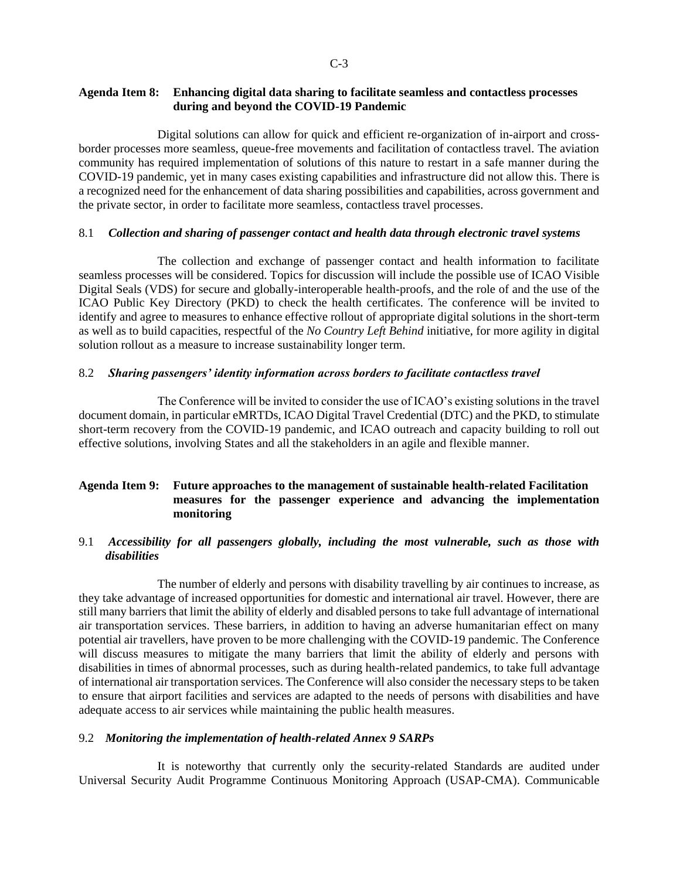**Agenda Item 8: Enhancing digital data sharing to facilitate seamless and contactless processes during and beyond the COVID-19 Pandemic**

Digital solutions can allow for quick and efficient re-organization of in-airport and cross-border processes more seamless, queue-free movements and facilitation of contactless travel. The aviation community has required implementation of solutions of this nature to restart in a safe manner during the COVID-19 pandemic, yet in many cases existing capabilities and infrastructure did not allow this. There is a recognized need for the enhancement of data sharing possibilities and capabilities, across government and the private sector, in order to facilitate more seamless, contactless travel processes.

8.1 ***Collection and sharing of passenger contact and health data through electronic travel systems***

The collection and exchange of passenger contact and health information to facilitate seamless processes will be considered. Topics for discussion will include the possible use of ICAO Visible Digital Seals (VDS) for secure and globally-interoperable health-proofs, and the role of and the use of the ICAO Public Key Directory (PKD) to check the health certificates. The conference will be invited to identify and agree to measures to enhance effective rollout of appropriate digital solutions in the short-term as well as to build capacities, respectful of the *No Country Left Behind* initiative, for more agility in digital solution rollout as a measure to increase sustainability longer term.

8.2 ***Sharing passengers' identity information across borders to facilitate contactless travel***

The Conference will be invited to consider the use of ICAO's existing solutions in the travel document domain, in particular eMRTDs, ICAO Digital Travel Credential (DTC) and the PKD, to stimulate short-term recovery from the COVID-19 pandemic, and ICAO outreach and capacity building to roll out effective solutions, involving States and all the stakeholders in an agile and flexible manner.

**Agenda Item 9: Future approaches to the management of sustainable health-related Facilitation measures for the passenger experience and advancing the implementation monitoring**

9.1 ***Accessibility for all passengers globally, including the most vulnerable, such as those with disabilities***

The number of elderly and persons with disability travelling by air continues to increase, as they take advantage of increased opportunities for domestic and international air travel. However, there are still many barriers that limit the ability of elderly and disabled persons to take full advantage of international air transportation services. These barriers, in addition to having an adverse humanitarian effect on many potential air travellers, have proven to be more challenging with the COVID-19 pandemic. The Conference will discuss measures to mitigate the many barriers that limit the ability of elderly and persons with disabilities in times of abnormal processes, such as during health-related pandemics, to take full advantage of international air transportation services. The Conference will also consider the necessary steps to be taken to ensure that airport facilities and services are adapted to the needs of persons with disabilities and have adequate access to air services while maintaining the public health measures.

9.2 ***Monitoring the implementation of health-related Annex 9 SARPs***

It is noteworthy that currently only the security-related Standards are audited under Universal Security Audit Programme Continuous Monitoring Approach (USAP-CMA). Communicable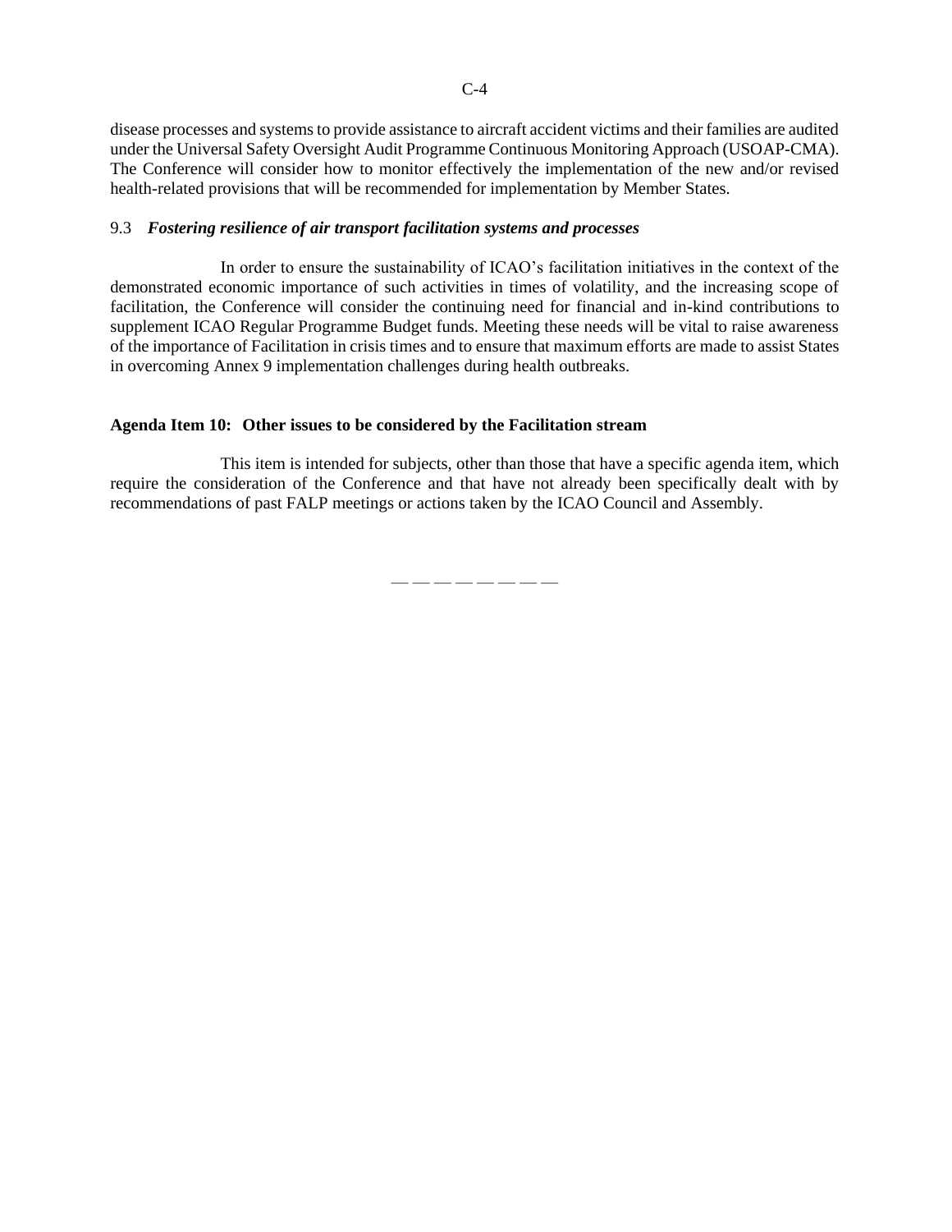disease processes and systems to provide assistance to aircraft accident victims and their families are audited under the Universal Safety Oversight Audit Programme Continuous Monitoring Approach (USOAP-CMA). The Conference will consider how to monitor effectively the implementation of the new and/or revised health-related provisions that will be recommended for implementation by Member States.

9.3 ***Fostering resilience of air transport facilitation systems and processes***

In order to ensure the sustainability of ICAO's facilitation initiatives in the context of the demonstrated economic importance of such activities in times of volatility, and the increasing scope of facilitation, the Conference will consider the continuing need for financial and in-kind contributions to supplement ICAO Regular Programme Budget funds. Meeting these needs will be vital to raise awareness of the importance of Facilitation in crisis times and to ensure that maximum efforts are made to assist States in overcoming Annex 9 implementation challenges during health outbreaks.

**Agenda Item 10: Other issues to be considered by the Facilitation stream**

This item is intended for subjects, other than those that have a specific agenda item, which require the consideration of the Conference and that have not already been specifically dealt with by recommendations of past FALP meetings or actions taken by the ICAO Council and Assembly.

— — — — — — — —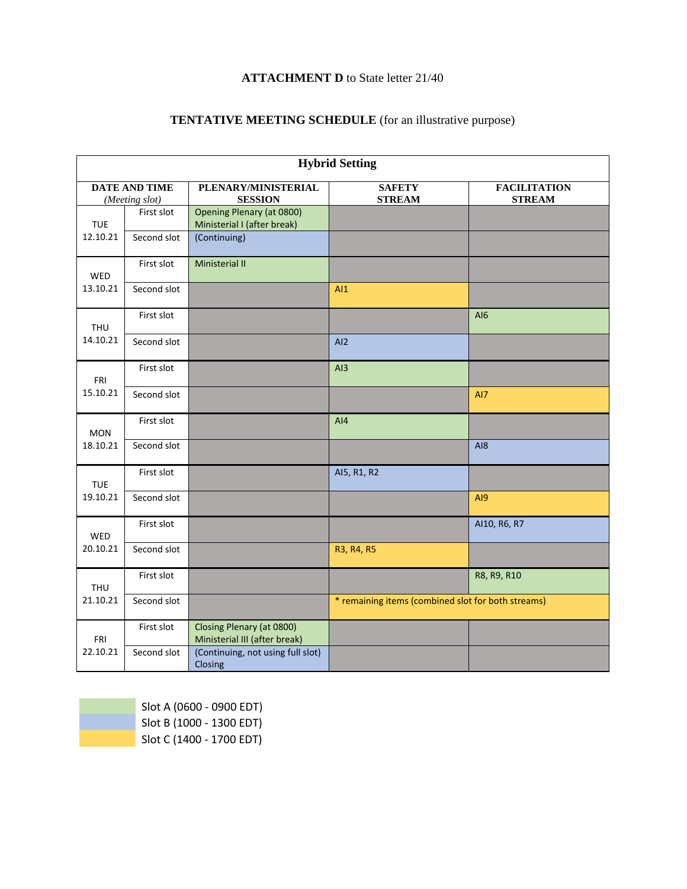**ATTACHMENT D** to State letter 21/40

**TENTATIVE MEETING SCHEDULE** (for an illustrative purpose)

| **Hybrid Setting** | | | | |
|---|---|---|---|---|
| **DATE AND TIME** *(Meeting slot)* | | **PLENARY/MINISTERIAL SESSION** | **SAFETY STREAM** | **FACILITATION STREAM** |
| TUE 12.10.21 | First slot | Opening Plenary (at 0800) Ministerial I (after break) | | |
| | Second slot | (Continuing) | | |
| WED 13.10.21 | First slot | Ministerial II | | |
| | Second slot | | AI1 | |
| THU 14.10.21 | First slot | | | AI6 |
| | Second slot | | AI2 | |
| FRI 15.10.21 | First slot | | AI3 | |
| | Second slot | | | AI7 |
| MON 18.10.21 | First slot | | AI4 | |
| | Second slot | | | AI8 |
| TUE 19.10.21 | First slot | | AI5, R1, R2 | |
| | Second slot | | | AI9 |
| WED 20.10.21 | First slot | | | AI10, R6, R7 |
| | Second slot | | R3, R4, R5 | |
| THU 21.10.21 | First slot | | | R8, R9, R10 |
| | Second slot | | * remaining items (combined slot for both streams) | |
| FRI 22.10.21 | First slot | Closing Plenary (at 0800) Ministerial III (after break) | | |
| | Second slot | (Continuing, not using full slot) Closing | | |

Slot A (0600 - 0900 EDT)
Slot B (1000 - 1300 EDT)
Slot C (1400 - 1700 EDT)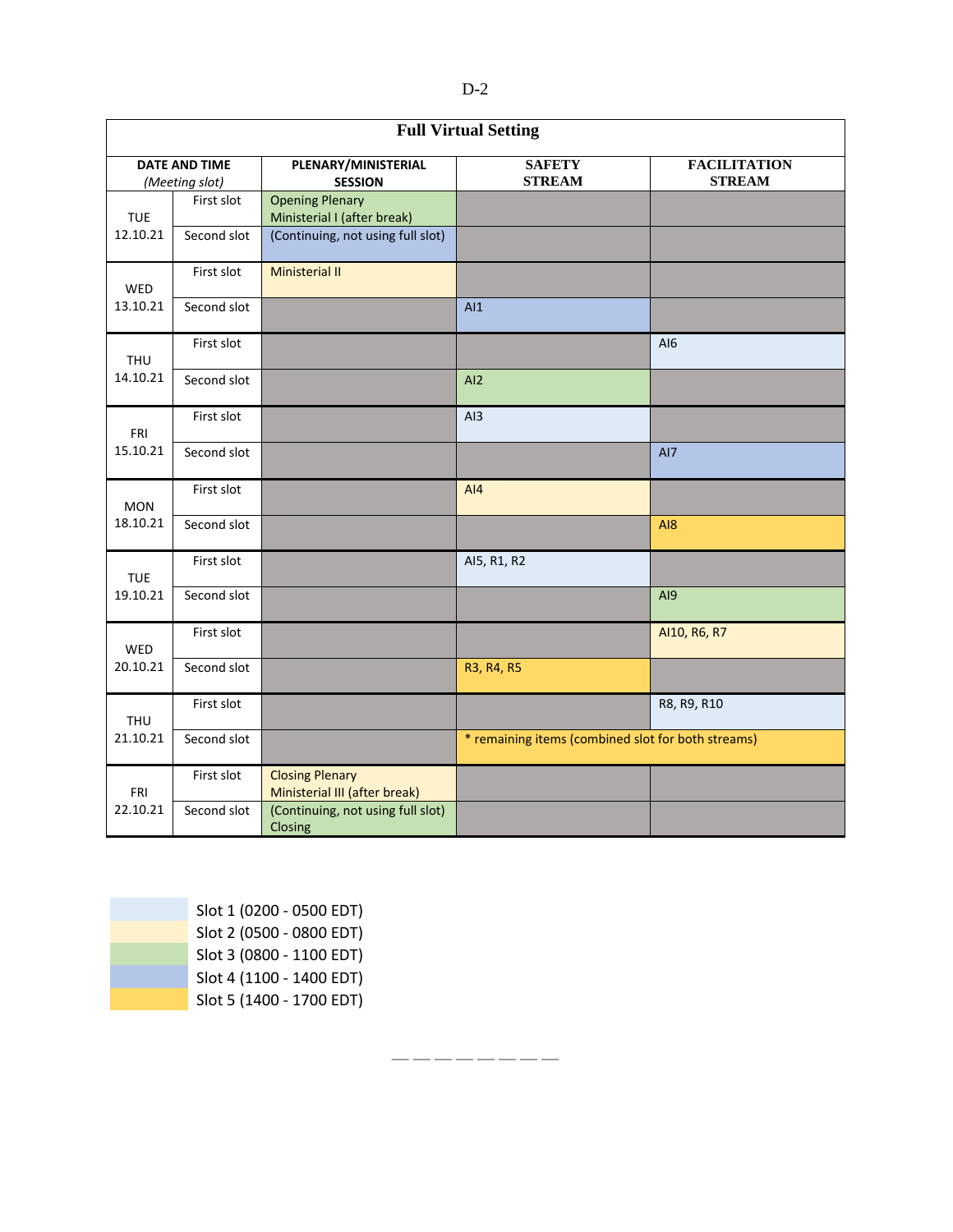## Full Virtual Setting

| DATE AND TIME (Meeting slot) | | PLENARY/MINISTERIAL SESSION | SAFETY STREAM | FACILITATION STREAM |
|---|---|---|---|---|
| TUE 12.10.21 | First slot | Opening Plenary Ministerial I (after break) | | |
| | Second slot | (Continuing, not using full slot) | | |
| WED 13.10.21 | First slot | Ministerial II | | |
| | Second slot | | AI1 | |
| THU 14.10.21 | First slot | | | AI6 |
| | Second slot | | AI2 | |
| FRI 15.10.21 | First slot | | AI3 | |
| | Second slot | | | AI7 |
| MON 18.10.21 | First slot | | AI4 | |
| | Second slot | | | AI8 |
| TUE 19.10.21 | First slot | | AI5, R1, R2 | |
| | Second slot | | | AI9 |
| WED 20.10.21 | First slot | | | AI10, R6, R7 |
| | Second slot | | R3, R4, R5 | |
| THU 21.10.21 | First slot | | | R8, R9, R10 |
| | Second slot | | * remaining items (combined slot for both streams) | |
| FRI 22.10.21 | First slot | Closing Plenary Ministerial III (after break) | | |
| | Second slot | (Continuing, not using full slot) Closing | | |

- Slot 1 (0200 - 0500 EDT)
- Slot 2 (0500 - 0800 EDT)
- Slot 3 (0800 - 1100 EDT)
- Slot 4 (1100 - 1400 EDT)
- Slot 5 (1400 - 1700 EDT)

———————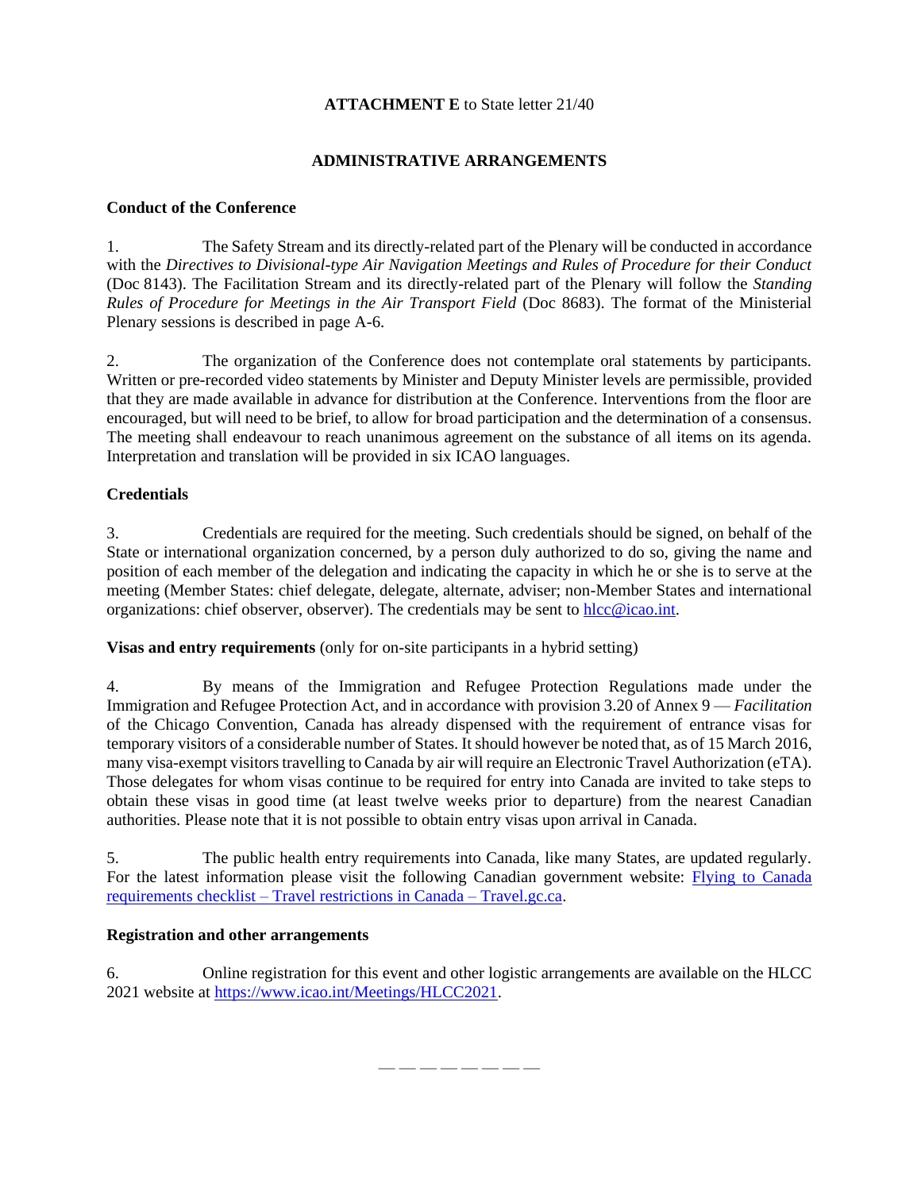**ATTACHMENT E** to State letter 21/40

## ADMINISTRATIVE ARRANGEMENTS

### Conduct of the Conference

1. The Safety Stream and its directly-related part of the Plenary will be conducted in accordance with the *Directives to Divisional-type Air Navigation Meetings and Rules of Procedure for their Conduct* (Doc 8143). The Facilitation Stream and its directly-related part of the Plenary will follow the *Standing Rules of Procedure for Meetings in the Air Transport Field* (Doc 8683). The format of the Ministerial Plenary sessions is described in page A-6.

2. The organization of the Conference does not contemplate oral statements by participants. Written or pre-recorded video statements by Minister and Deputy Minister levels are permissible, provided that they are made available in advance for distribution at the Conference. Interventions from the floor are encouraged, but will need to be brief, to allow for broad participation and the determination of a consensus. The meeting shall endeavour to reach unanimous agreement on the substance of all items on its agenda. Interpretation and translation will be provided in six ICAO languages.

### Credentials

3. Credentials are required for the meeting. Such credentials should be signed, on behalf of the State or international organization concerned, by a person duly authorized to do so, giving the name and position of each member of the delegation and indicating the capacity in which he or she is to serve at the meeting (Member States: chief delegate, delegate, alternate, adviser; non-Member States and international organizations: chief observer, observer). The credentials may be sent to hlcc@icao.int.

**Visas and entry requirements** (only for on-site participants in a hybrid setting)

4. By means of the Immigration and Refugee Protection Regulations made under the Immigration and Refugee Protection Act, and in accordance with provision 3.20 of Annex 9 — *Facilitation* of the Chicago Convention, Canada has already dispensed with the requirement of entrance visas for temporary visitors of a considerable number of States. It should however be noted that, as of 15 March 2016, many visa-exempt visitors travelling to Canada by air will require an Electronic Travel Authorization (eTA). Those delegates for whom visas continue to be required for entry into Canada are invited to take steps to obtain these visas in good time (at least twelve weeks prior to departure) from the nearest Canadian authorities. Please note that it is not possible to obtain entry visas upon arrival in Canada.

5. The public health entry requirements into Canada, like many States, are updated regularly. For the latest information please visit the following Canadian government website: Flying to Canada requirements checklist – Travel restrictions in Canada – Travel.gc.ca.

### Registration and other arrangements

6. Online registration for this event and other logistic arrangements are available on the HLCC 2021 website at https://www.icao.int/Meetings/HLCC2021.

— — — — — — — —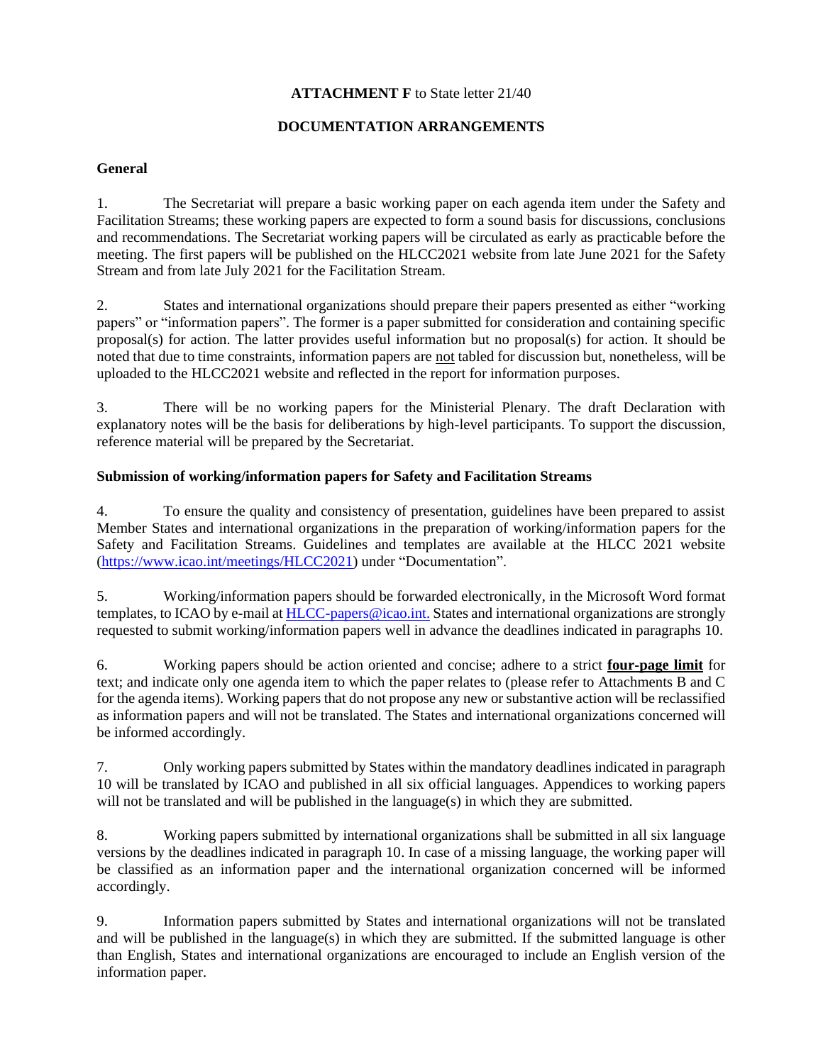**ATTACHMENT F** to State letter 21/40

**DOCUMENTATION ARRANGEMENTS**

**General**

1. The Secretariat will prepare a basic working paper on each agenda item under the Safety and Facilitation Streams; these working papers are expected to form a sound basis for discussions, conclusions and recommendations. The Secretariat working papers will be circulated as early as practicable before the meeting. The first papers will be published on the HLCC2021 website from late June 2021 for the Safety Stream and from late July 2021 for the Facilitation Stream.

2. States and international organizations should prepare their papers presented as either "working papers" or "information papers". The former is a paper submitted for consideration and containing specific proposal(s) for action. The latter provides useful information but no proposal(s) for action. It should be noted that due to time constraints, information papers are <u>not</u> tabled for discussion but, nonetheless, will be uploaded to the HLCC2021 website and reflected in the report for information purposes.

3. There will be no working papers for the Ministerial Plenary. The draft Declaration with explanatory notes will be the basis for deliberations by high-level participants. To support the discussion, reference material will be prepared by the Secretariat.

**Submission of working/information papers for Safety and Facilitation Streams**

4. To ensure the quality and consistency of presentation, guidelines have been prepared to assist Member States and international organizations in the preparation of working/information papers for the Safety and Facilitation Streams. Guidelines and templates are available at the HLCC 2021 website (https://www.icao.int/meetings/HLCC2021) under "Documentation".

5. Working/information papers should be forwarded electronically, in the Microsoft Word format templates, to ICAO by e-mail at HLCC-papers@icao.int. States and international organizations are strongly requested to submit working/information papers well in advance the deadlines indicated in paragraphs 10.

6. Working papers should be action oriented and concise; adhere to a strict **<u>four-page limit</u>** for text; and indicate only one agenda item to which the paper relates to (please refer to Attachments B and C for the agenda items). Working papers that do not propose any new or substantive action will be reclassified as information papers and will not be translated. The States and international organizations concerned will be informed accordingly.

7. Only working papers submitted by States within the mandatory deadlines indicated in paragraph 10 will be translated by ICAO and published in all six official languages. Appendices to working papers will not be translated and will be published in the language(s) in which they are submitted.

8. Working papers submitted by international organizations shall be submitted in all six language versions by the deadlines indicated in paragraph 10. In case of a missing language, the working paper will be classified as an information paper and the international organization concerned will be informed accordingly.

9. Information papers submitted by States and international organizations will not be translated and will be published in the language(s) in which they are submitted. If the submitted language is other than English, States and international organizations are encouraged to include an English version of the information paper.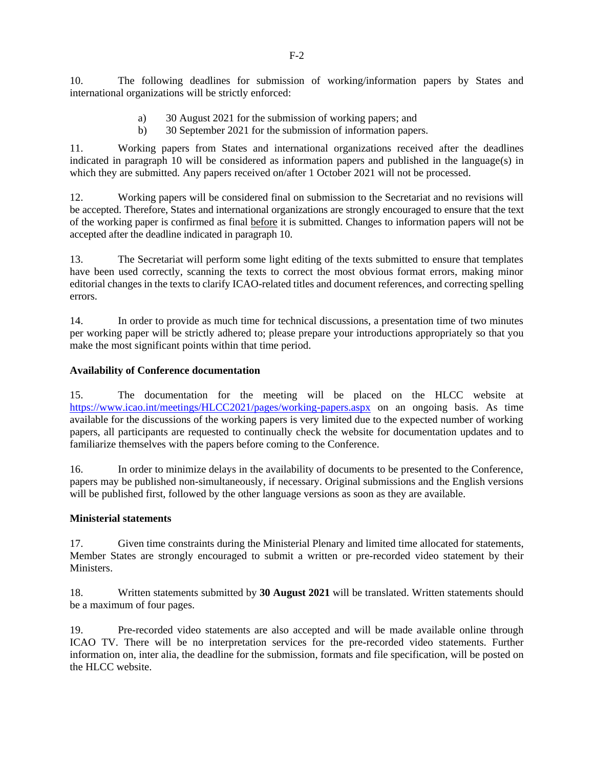10. The following deadlines for submission of working/information papers by States and international organizations will be strictly enforced:

a) 30 August 2021 for the submission of working papers; and
b) 30 September 2021 for the submission of information papers.

11. Working papers from States and international organizations received after the deadlines indicated in paragraph 10 will be considered as information papers and published in the language(s) in which they are submitted. Any papers received on/after 1 October 2021 will not be processed.

12. Working papers will be considered final on submission to the Secretariat and no revisions will be accepted. Therefore, States and international organizations are strongly encouraged to ensure that the text of the working paper is confirmed as final before it is submitted. Changes to information papers will not be accepted after the deadline indicated in paragraph 10.

13. The Secretariat will perform some light editing of the texts submitted to ensure that templates have been used correctly, scanning the texts to correct the most obvious format errors, making minor editorial changes in the texts to clarify ICAO-related titles and document references, and correcting spelling errors.

14. In order to provide as much time for technical discussions, a presentation time of two minutes per working paper will be strictly adhered to; please prepare your introductions appropriately so that you make the most significant points within that time period.

**Availability of Conference documentation**

15. The documentation for the meeting will be placed on the HLCC website at https://www.icao.int/meetings/HLCC2021/pages/working-papers.aspx on an ongoing basis. As time available for the discussions of the working papers is very limited due to the expected number of working papers, all participants are requested to continually check the website for documentation updates and to familiarize themselves with the papers before coming to the Conference.

16. In order to minimize delays in the availability of documents to be presented to the Conference, papers may be published non-simultaneously, if necessary. Original submissions and the English versions will be published first, followed by the other language versions as soon as they are available.

**Ministerial statements**

17. Given time constraints during the Ministerial Plenary and limited time allocated for statements, Member States are strongly encouraged to submit a written or pre-recorded video statement by their Ministers.

18. Written statements submitted by **30 August 2021** will be translated. Written statements should be a maximum of four pages.

19. Pre-recorded video statements are also accepted and will be made available online through ICAO TV. There will be no interpretation services for the pre-recorded video statements. Further information on, inter alia, the deadline for the submission, formats and file specification, will be posted on the HLCC website.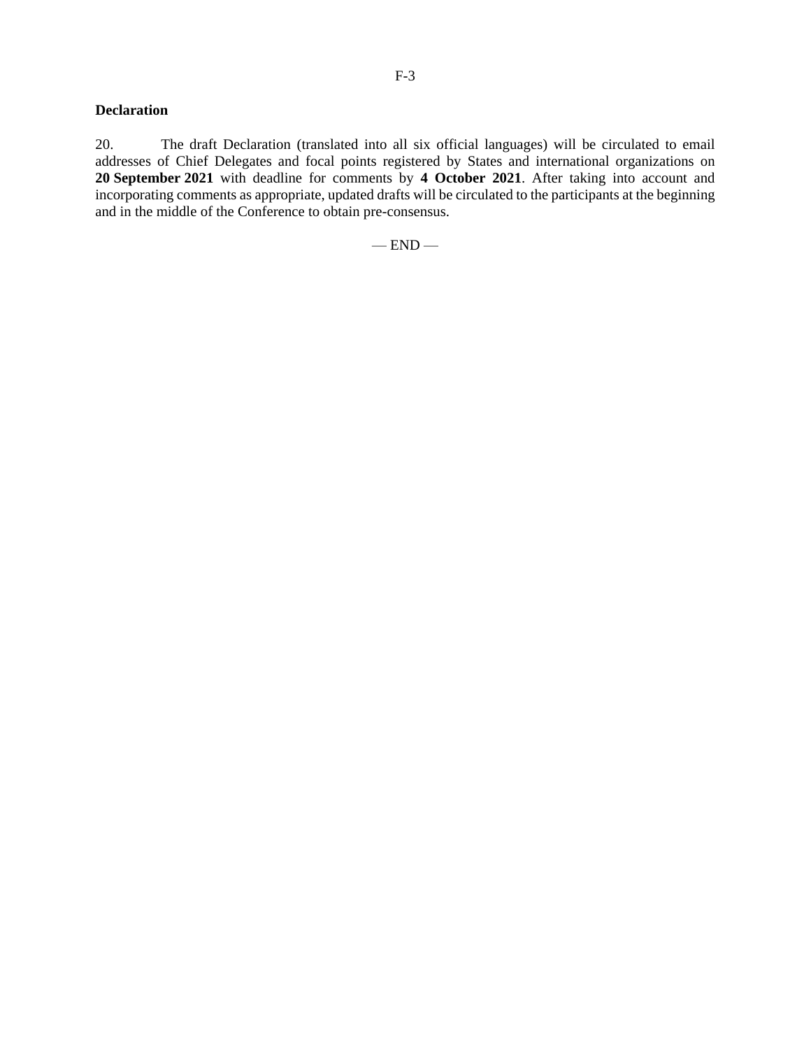**Declaration**

20. The draft Declaration (translated into all six official languages) will be circulated to email addresses of Chief Delegates and focal points registered by States and international organizations on **20 September 2021** with deadline for comments by **4 October 2021**. After taking into account and incorporating comments as appropriate, updated drafts will be circulated to the participants at the beginning and in the middle of the Conference to obtain pre-consensus.

— END —